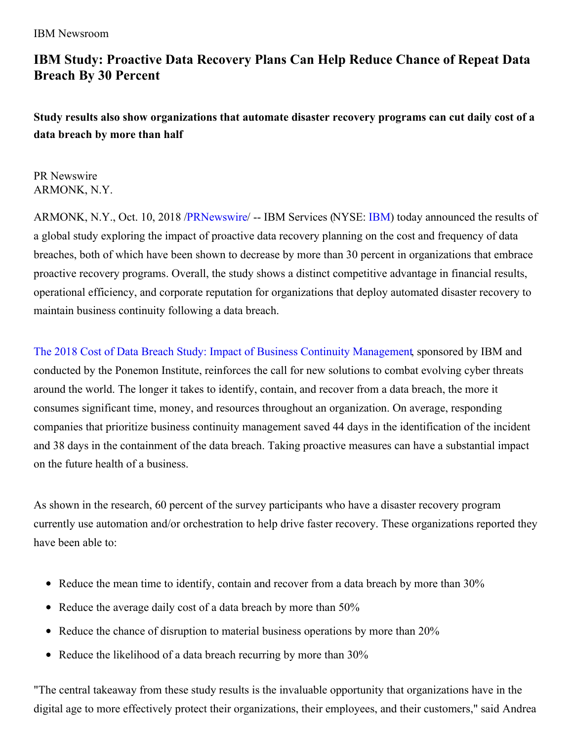IBM Newsroom

# IBM Study: Proactive Data Recovery Plans Can Help Reduce Chance of Repeat Data Breach By 30 Percent

### Study results also show organizations that automate disaster recovery programs can cut daily cost of a data breach by more than half

PR Newswire
ARMONK, N.Y.

ARMONK, N.Y., Oct. 10, 2018 /PRNewswire/ -- IBM Services (NYSE: IBM) today announced the results of a global study exploring the impact of proactive data recovery planning on the cost and frequency of data breaches, both of which have been shown to decrease by more than 30 percent in organizations that embrace proactive recovery programs. Overall, the study shows a distinct competitive advantage in financial results, operational efficiency, and corporate reputation for organizations that deploy automated disaster recovery to maintain business continuity following a data breach.

The 2018 Cost of Data Breach Study: Impact of Business Continuity Management, sponsored by IBM and conducted by the Ponemon Institute, reinforces the call for new solutions to combat evolving cyber threats around the world. The longer it takes to identify, contain, and recover from a data breach, the more it consumes significant time, money, and resources throughout an organization. On average, responding companies that prioritize business continuity management saved 44 days in the identification of the incident and 38 days in the containment of the data breach. Taking proactive measures can have a substantial impact on the future health of a business.

As shown in the research, 60 percent of the survey participants who have a disaster recovery program currently use automation and/or orchestration to help drive faster recovery. These organizations reported they have been able to:

- Reduce the mean time to identify, contain and recover from a data breach by more than 30%
- Reduce the average daily cost of a data breach by more than 50%
- Reduce the chance of disruption to material business operations by more than 20%
- Reduce the likelihood of a data breach recurring by more than 30%

"The central takeaway from these study results is the invaluable opportunity that organizations have in the digital age to more effectively protect their organizations, their employees, and their customers," said Andrea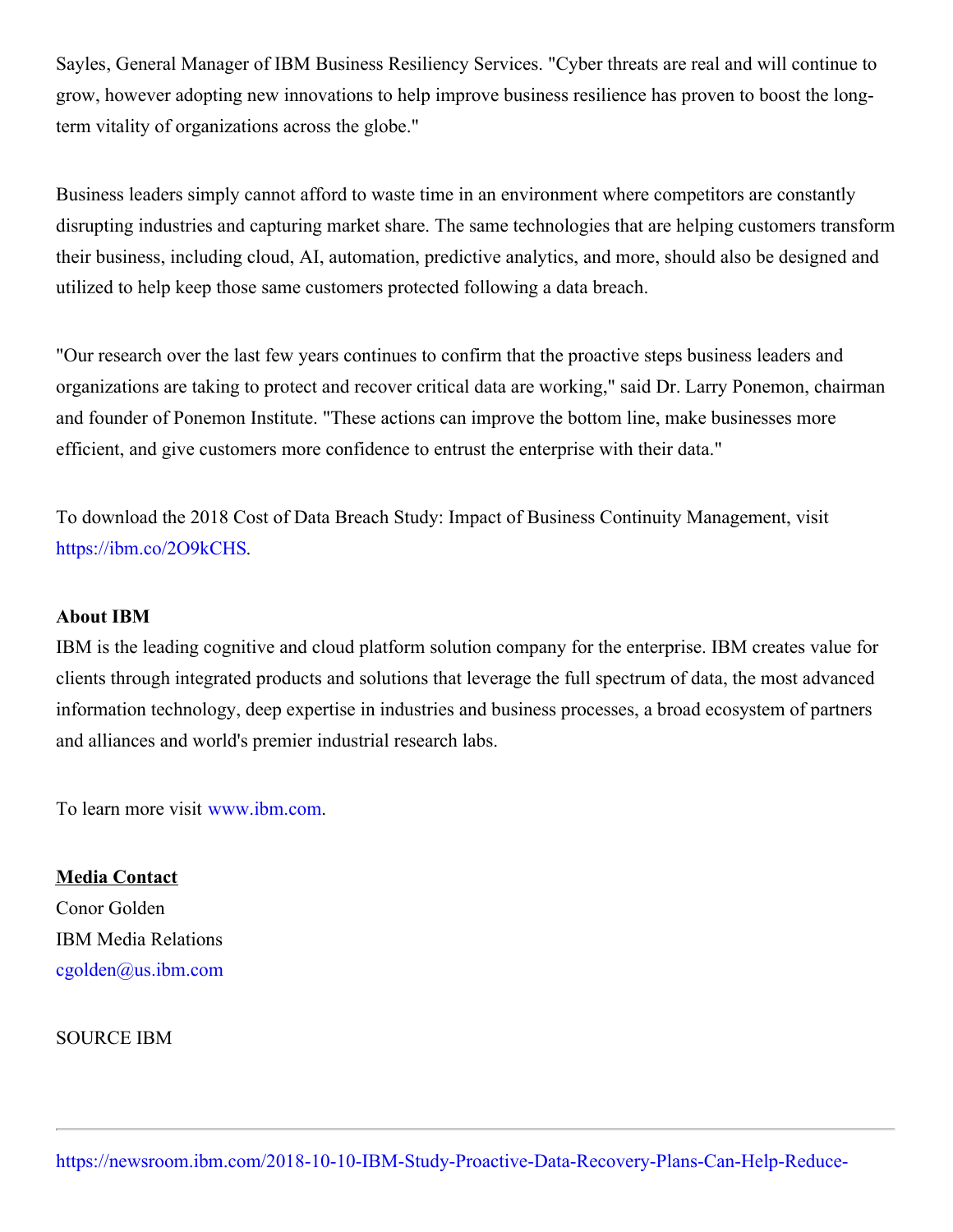Sayles, General Manager of IBM Business Resiliency Services. "Cyber threats are real and will continue to grow, however adopting new innovations to help improve business resilience has proven to boost the long-term vitality of organizations across the globe."

Business leaders simply cannot afford to waste time in an environment where competitors are constantly disrupting industries and capturing market share. The same technologies that are helping customers transform their business, including cloud, AI, automation, predictive analytics, and more, should also be designed and utilized to help keep those same customers protected following a data breach.

"Our research over the last few years continues to confirm that the proactive steps business leaders and organizations are taking to protect and recover critical data are working," said Dr. Larry Ponemon, chairman and founder of Ponemon Institute. "These actions can improve the bottom line, make businesses more efficient, and give customers more confidence to entrust the enterprise with their data."

To download the 2018 Cost of Data Breach Study: Impact of Business Continuity Management, visit https://ibm.co/2O9kCHS.

**About IBM**
IBM is the leading cognitive and cloud platform solution company for the enterprise. IBM creates value for clients through integrated products and solutions that leverage the full spectrum of data, the most advanced information technology, deep expertise in industries and business processes, a broad ecosystem of partners and alliances and world's premier industrial research labs.

To learn more visit www.ibm.com.

**Media Contact**
Conor Golden
IBM Media Relations
cgolden@us.ibm.com

SOURCE IBM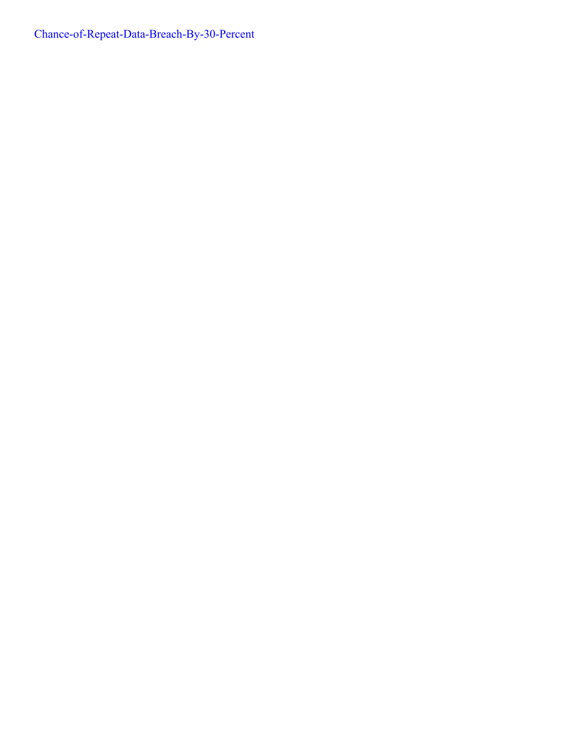Chance-of-Repeat-Data-Breach-By-30-Percent